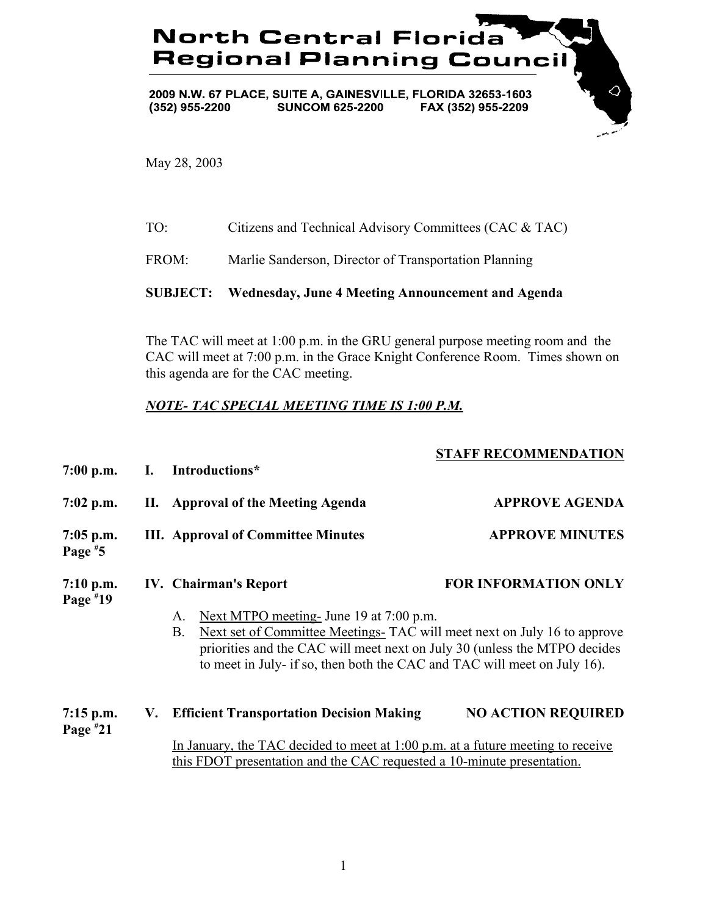# North Central Florida Regional Planning Council

**2009 N.W. 67 PLACE, SUITE A, GAINESVILLE, FLORIDA 32653-1603**
**(352) 955-2200 SUNCOM 625-2200 FAX (352) 955-2209**

May 28, 2003

TO: Citizens and Technical Advisory Committees (CAC & TAC)

FROM: Marlie Sanderson, Director of Transportation Planning

**SUBJECT: Wednesday, June 4 Meeting Announcement and Agenda**

The TAC will meet at 1:00 p.m. in the GRU general purpose meeting room and the CAC will meet at 7:00 p.m. in the Grace Knight Conference Room. Times shown on this agenda are for the CAC meeting.

***NOTE- TAC SPECIAL MEETING TIME IS 1:00 P.M.***

| | | **STAFF RECOMMENDATION** |
|---|---|---|
| **7:00 p.m.** | **I. Introductions*** | |
| **7:02 p.m.** | **II. Approval of the Meeting Agenda** | **APPROVE AGENDA** |
| **7:05 p.m. Page #5** | **III. Approval of Committee Minutes** | **APPROVE MINUTES** |
| **7:10 p.m. Page #19** | **IV. Chairman's Report** | **FOR INFORMATION ONLY** |

A. Next MTPO meeting- June 19 at 7:00 p.m.

B. Next set of Committee Meetings- TAC will meet next on July 16 to approve priorities and the CAC will meet next on July 30 (unless the MTPO decides to meet in July- if so, then both the CAC and TAC will meet on July 16).

| | | |
|---|---|---|
| **7:15 p.m. Page #21** | **V. Efficient Transportation Decision Making** | **NO ACTION REQUIRED** |

In January, the TAC decided to meet at 1:00 p.m. at a future meeting to receive this FDOT presentation and the CAC requested a 10-minute presentation.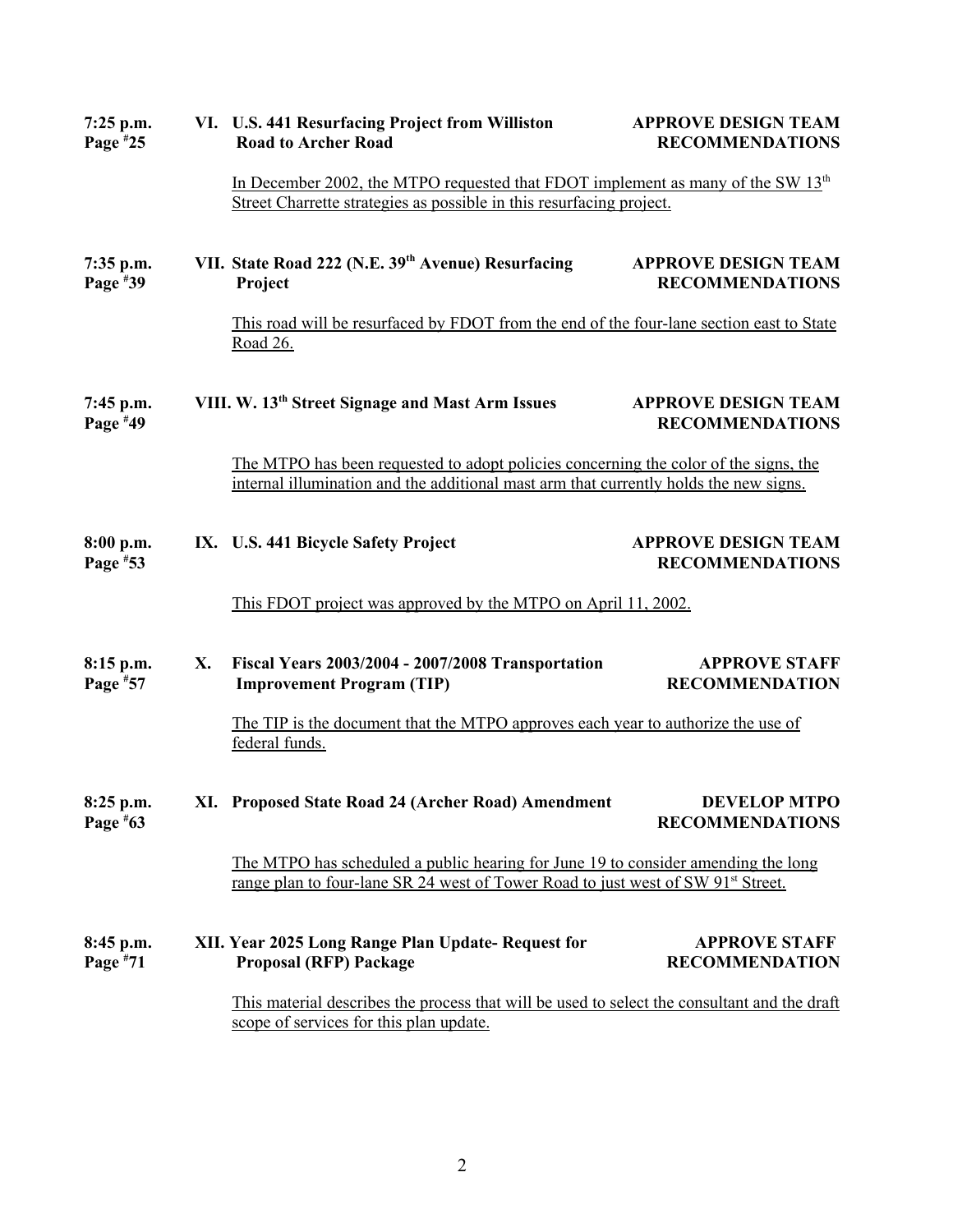**7:25 p.m.** **Page #25** — **VI. U.S. 441 Resurfacing Project from Williston Road to Archer Road** — **APPROVE DESIGN TEAM RECOMMENDATIONS**

In December 2002, the MTPO requested that FDOT implement as many of the SW 13th Street Charrette strategies as possible in this resurfacing project.

**7:35 p.m.** **Page #39** — **VII. State Road 222 (N.E. 39th Avenue) Resurfacing Project** — **APPROVE DESIGN TEAM RECOMMENDATIONS**

This road will be resurfaced by FDOT from the end of the four-lane section east to State Road 26.

**7:45 p.m.** **Page #49** — **VIII. W. 13th Street Signage and Mast Arm Issues** — **APPROVE DESIGN TEAM RECOMMENDATIONS**

The MTPO has been requested to adopt policies concerning the color of the signs, the internal illumination and the additional mast arm that currently holds the new signs.

**8:00 p.m.** **Page #53** — **IX. U.S. 441 Bicycle Safety Project** — **APPROVE DESIGN TEAM RECOMMENDATIONS**

This FDOT project was approved by the MTPO on April 11, 2002.

**8:15 p.m.** **Page #57** — **X. Fiscal Years 2003/2004 - 2007/2008 Transportation Improvement Program (TIP)** — **APPROVE STAFF RECOMMENDATION**

The TIP is the document that the MTPO approves each year to authorize the use of federal funds.

**8:25 p.m.** **Page #63** — **XI. Proposed State Road 24 (Archer Road) Amendment** — **DEVELOP MTPO RECOMMENDATIONS**

The MTPO has scheduled a public hearing for June 19 to consider amending the long range plan to four-lane SR 24 west of Tower Road to just west of SW 91st Street.

**8:45 p.m.** **Page #71** — **XII. Year 2025 Long Range Plan Update- Request for Proposal (RFP) Package** — **APPROVE STAFF RECOMMENDATION**

This material describes the process that will be used to select the consultant and the draft scope of services for this plan update.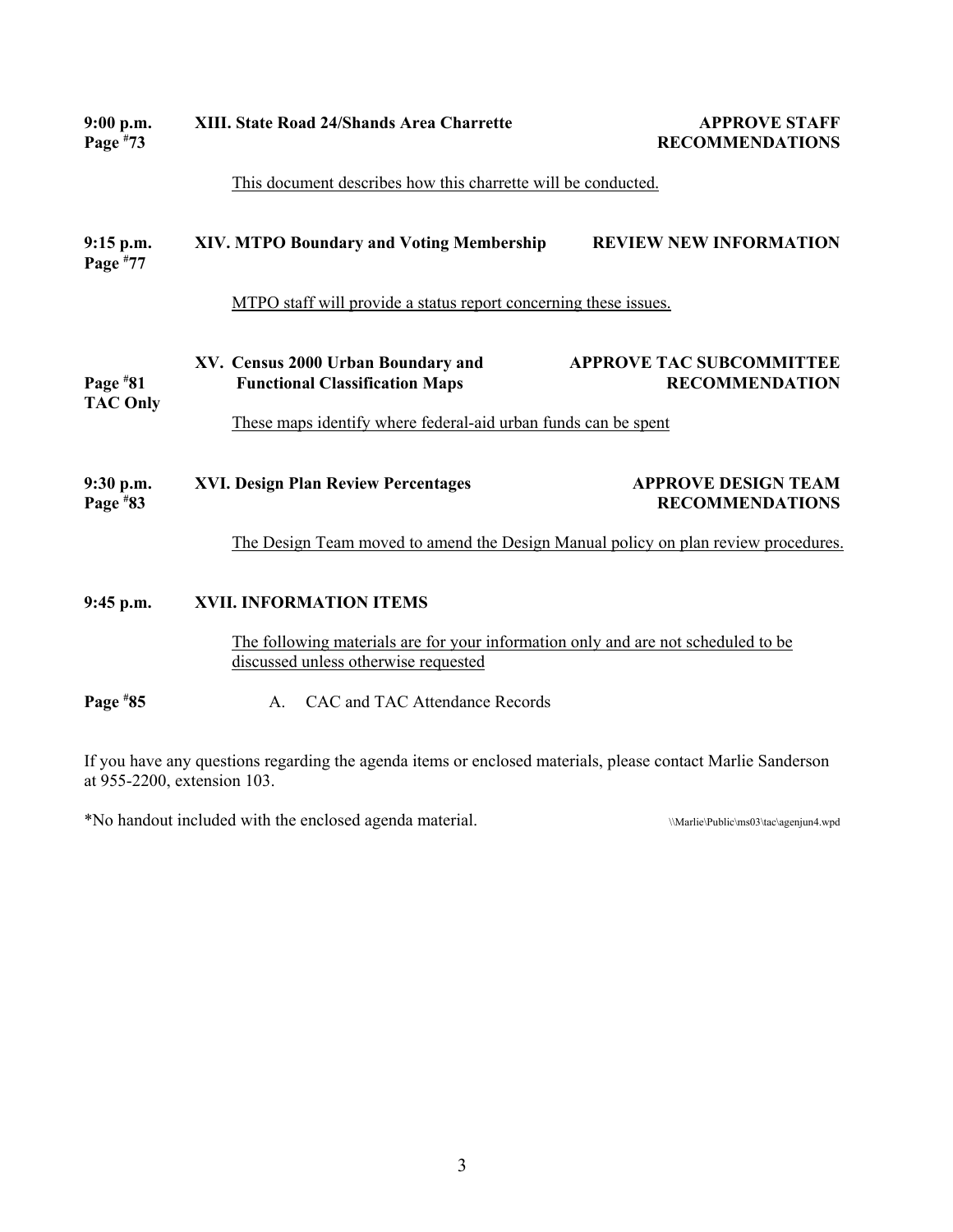**9:00 p.m.** **XIII. State Road 24/Shands Area Charrette** **APPROVE STAFF RECOMMENDATIONS**
**Page #73**

This document describes how this charrette will be conducted.

**9:15 p.m.** **XIV. MTPO Boundary and Voting Membership** **REVIEW NEW INFORMATION**
**Page #77**

MTPO staff will provide a status report concerning these issues.

**XV. Census 2000 Urban Boundary and Functional Classification Maps** **APPROVE TAC SUBCOMMITTEE RECOMMENDATION**
**Page #81**
**TAC Only**

These maps identify where federal-aid urban funds can be spent

**9:30 p.m.** **XVI. Design Plan Review Percentages** **APPROVE DESIGN TEAM RECOMMENDATIONS**
**Page #83**

The Design Team moved to amend the Design Manual policy on plan review procedures.

**9:45 p.m.** **XVII. INFORMATION ITEMS**

The following materials are for your information only and are not scheduled to be discussed unless otherwise requested

**Page #85** A. CAC and TAC Attendance Records

If you have any questions regarding the agenda items or enclosed materials, please contact Marlie Sanderson at 955-2200, extension 103.

*No handout included with the enclosed agenda material. \\Marlie\Public\ms03\tac\agenjun4.wpd